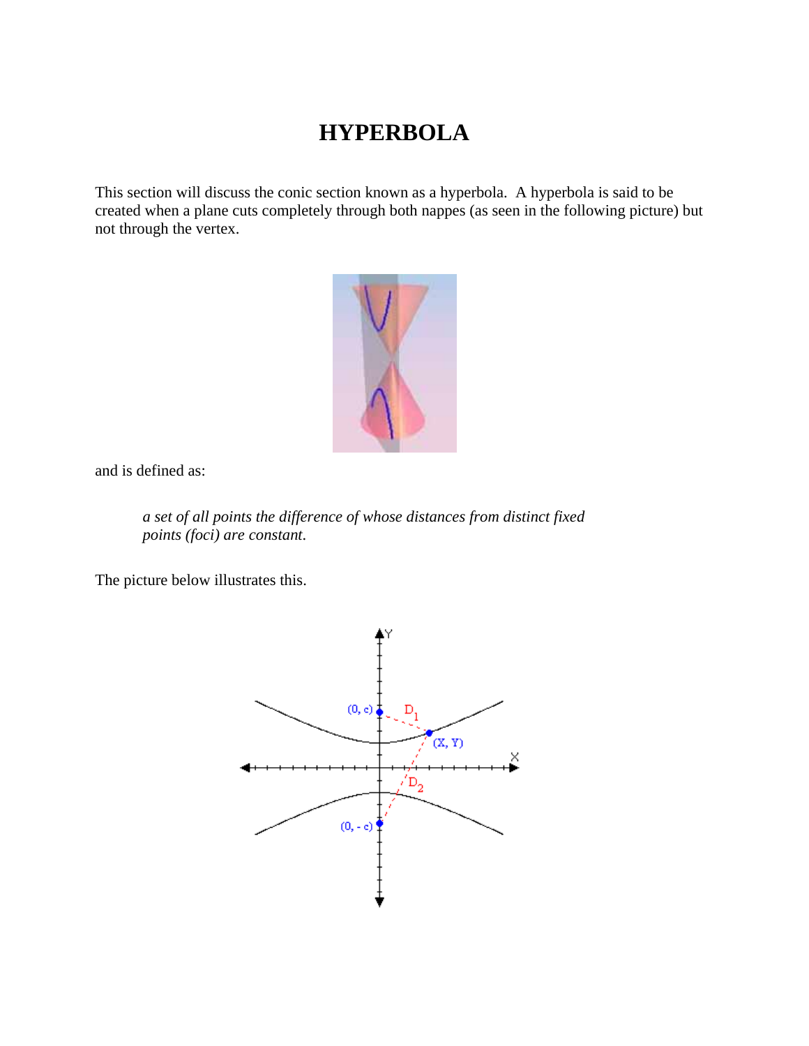# HYPERBOLA

This section will discuss the conic section known as a hyperbola. A hyperbola is said to be created when a plane cuts completely through both nappes (as seen in the following picture) but not through the vertex.

and is defined as:

> *a set of all points the difference of whose distances from distinct fixed points (foci) are constant.*

The picture below illustrates this.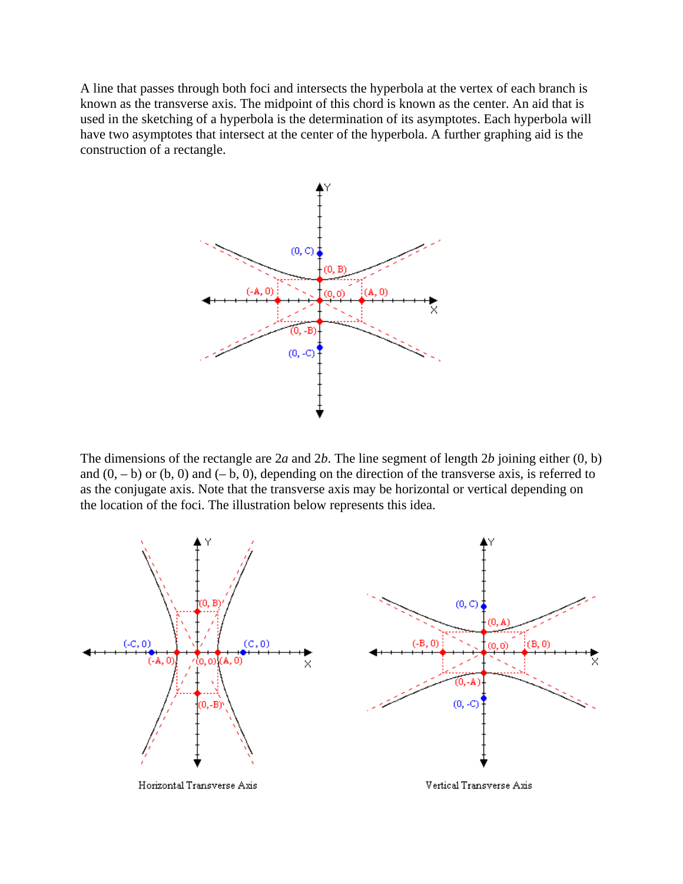A line that passes through both foci and intersects the hyperbola at the vertex of each branch is known as the transverse axis. The midpoint of this chord is known as the center. An aid that is used in the sketching of a hyperbola is the determination of its asymptotes. Each hyperbola will have two asymptotes that intersect at the center of the hyperbola. A further graphing aid is the construction of a rectangle.

The dimensions of the rectangle are $2a$ and $2b$. The line segment of length $2b$ joining either (0, b) and (0, – b) or (b, 0) and (– b, 0), depending on the direction of the transverse axis, is referred to as the conjugate axis. Note that the transverse axis may be horizontal or vertical depending on the location of the foci. The illustration below represents this idea.

Horizontal Transverse Axis

Vertical Transverse Axis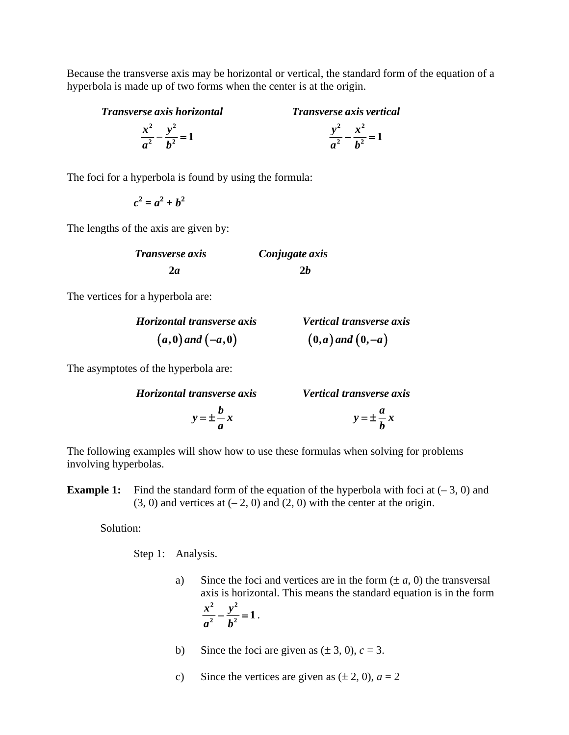Because the transverse axis may be horizontal or vertical, the standard form of the equation of a hyperbola is made up of two forms when the center is at the origin.

| ***Transverse axis horizontal*** | ***Transverse axis vertical*** |
|---|---|
| $\frac{x^2}{a^2} - \frac{y^2}{b^2} = 1$ | $\frac{y^2}{a^2} - \frac{x^2}{b^2} = 1$ |

The foci for a hyperbola is found by using the formula:

$$c^2 = a^2 + b^2$$

The lengths of the axis are given by:

| ***Transverse axis*** | ***Conjugate axis*** |
|---|---|
| $2a$ | $2b$ |

The vertices for a hyperbola are:

| ***Horizontal transverse axis*** | ***Vertical transverse axis*** |
|---|---|
| $(a, 0)$ *and* $(-a, 0)$ | $(0, a)$ *and* $(0, -a)$ |

The asymptotes of the hyperbola are:

| ***Horizontal transverse axis*** | ***Vertical transverse axis*** |
|---|---|
| $y = \pm \frac{b}{a} x$ | $y = \pm \frac{a}{b} x$ |

The following examples will show how to use these formulas when solving for problems involving hyperbolas.

**Example 1:** Find the standard form of the equation of the hyperbola with foci at (– 3, 0) and (3, 0) and vertices at (– 2, 0) and (2, 0) with the center at the origin.

Solution:

Step 1: Analysis.

a) Since the foci and vertices are in the form ($\pm a$, 0) the transversal axis is horizontal. This means the standard equation is in the form $\frac{x^2}{a^2} - \frac{y^2}{b^2} = 1$.

b) Since the foci are given as ($\pm$ 3, 0), $c = 3$.

c) Since the vertices are given as ($\pm$ 2, 0), $a = 2$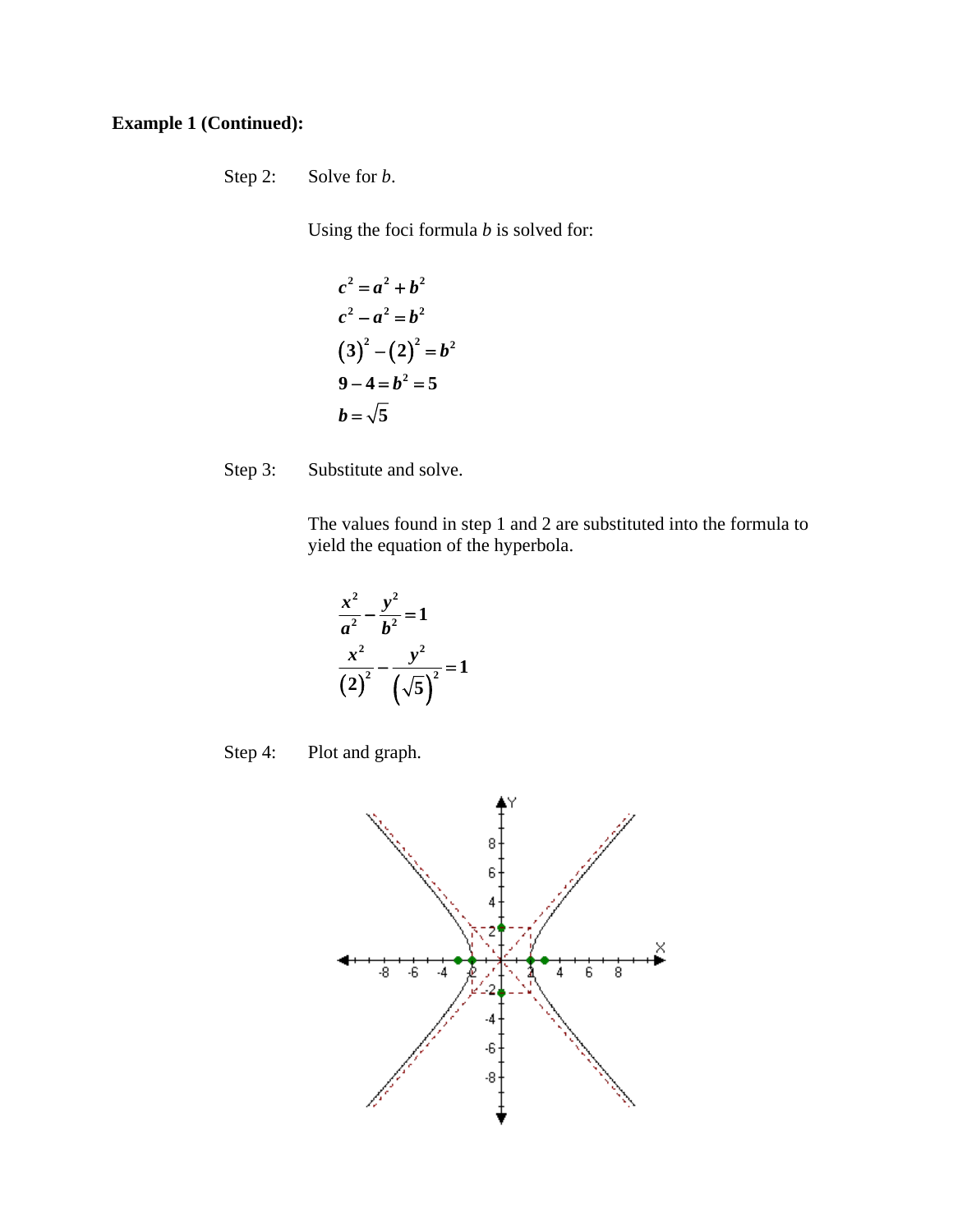**Example 1 (Continued):**

Step 2: Solve for *b*.

Using the foci formula *b* is solved for:

$$
\begin{aligned}
c^2 &= a^2 + b^2 \\
c^2 - a^2 &= b^2 \\
(3)^2 - (2)^2 &= b^2 \\
9 - 4 = b^2 &= 5 \\
b &= \sqrt{5}
\end{aligned}
$$

Step 3: Substitute and solve.

The values found in step 1 and 2 are substituted into the formula to yield the equation of the hyperbola.

$$
\frac{x^2}{a^2} - \frac{y^2}{b^2} = 1
$$

$$
\frac{x^2}{(2)^2} - \frac{y^2}{\left(\sqrt{5}\right)^2} = 1
$$

Step 4: Plot and graph.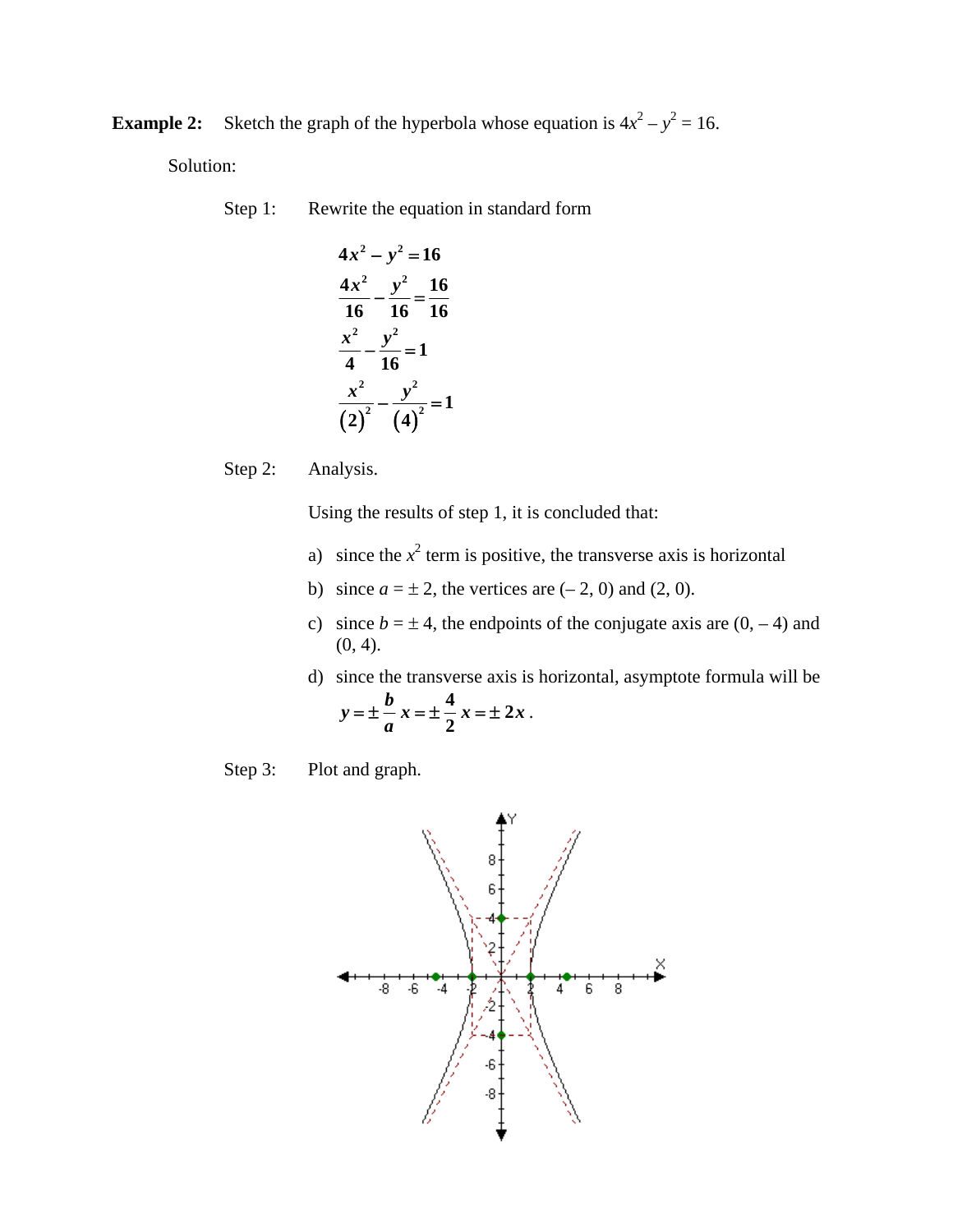**Example 2:** Sketch the graph of the hyperbola whose equation is $4x^2 - y^2 = 16$.

Solution:

Step 1: Rewrite the equation in standard form

$$4x^2 - y^2 = 16$$
$$\frac{4x^2}{16} - \frac{y^2}{16} = \frac{16}{16}$$
$$\frac{x^2}{4} - \frac{y^2}{16} = 1$$
$$\frac{x^2}{(2)^2} - \frac{y^2}{(4)^2} = 1$$

Step 2: Analysis.

Using the results of step 1, it is concluded that:

a) since the $x^2$ term is positive, the transverse axis is horizontal

b) since $a = \pm 2$, the vertices are $(-2, 0)$ and $(2, 0)$.

c) since $b = \pm 4$, the endpoints of the conjugate axis are $(0, -4)$ and $(0, 4)$.

d) since the transverse axis is horizontal, asymptote formula will be $y = \pm \frac{b}{a} x = \pm \frac{4}{2} x = \pm 2x$.

Step 3: Plot and graph.

Y

X

8
6
4
2
-2
-4
-6
-8

-8 -6 -4 -2 2 4 6 8